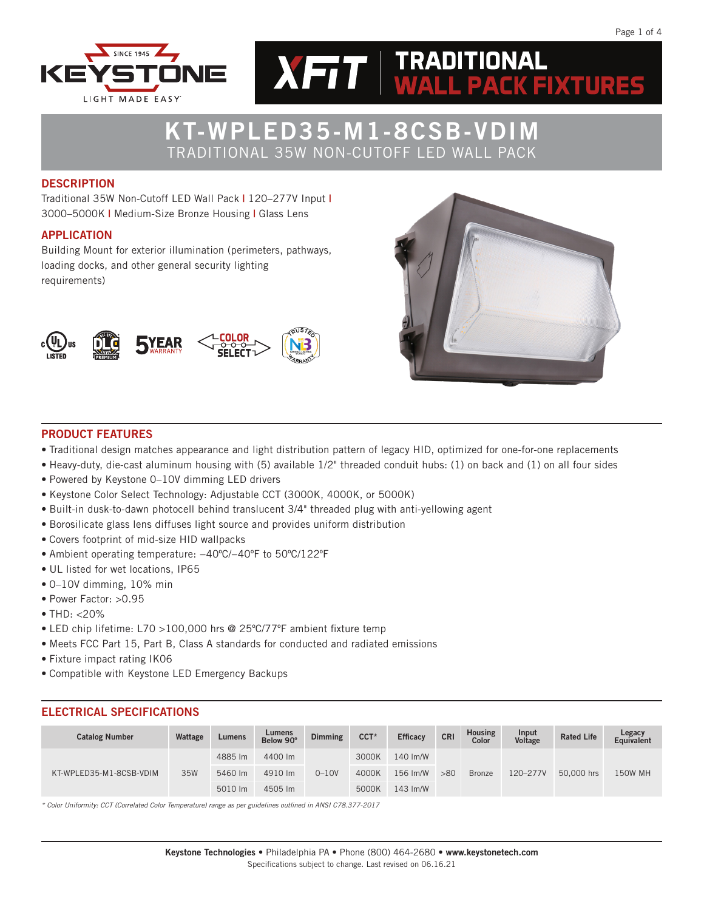# XFIT | TRADITIONAL WALL PACK FIXTURES

# KT-WPLED35-M1-8CSB-VDIM

## TRADITIONAL 35W NON-CUTOFF LED WALL PACK

### DESCRIPTION

Traditional 35W Non-Cutoff LED Wall Pack | 120–277V Input | 3000–5000K | Medium-Size Bronze Housing | Glass Lens

### APPLICATION

Building Mount for exterior illumination (perimeters, pathways, loading docks, and other general security lighting requirements)

### PRODUCT FEATURES

- Traditional design matches appearance and light distribution pattern of legacy HID, optimized for one-for-one replacements
- Heavy-duty, die-cast aluminum housing with (5) available 1/2" threaded conduit hubs: (1) on back and (1) on all four sides
- Powered by Keystone 0–10V dimming LED drivers
- Keystone Color Select Technology: Adjustable CCT (3000K, 4000K, or 5000K)
- Built-in dusk-to-dawn photocell behind translucent 3/4" threaded plug with anti-yellowing agent
- Borosilicate glass lens diffuses light source and provides uniform distribution
- Covers footprint of mid-size HID wallpacks
- Ambient operating temperature: –40ºC/–40ºF to 50ºC/122ºF
- UL listed for wet locations, IP65
- 0–10V dimming, 10% min
- Power Factor: >0.95
- THD: <20%
- LED chip lifetime: L70 >100,000 hrs @ 25ºC/77ºF ambient fixture temp
- Meets FCC Part 15, Part B, Class A standards for conducted and radiated emissions
- Fixture impact rating IK06
- Compatible with Keystone LED Emergency Backups

### ELECTRICAL SPECIFICATIONS

| Catalog Number | Wattage | Lumens | Lumens Below 90º | Dimming | CCT* | Efficacy | CRI | Housing Color | Input Voltage | Rated Life | Legacy Equivalent |
|---|---|---|---|---|---|---|---|---|---|---|---|
| KT-WPLED35-M1-8CSB-VDIM | 35W | 4885 lm | 4400 lm | 0–10V | 3000K | 140 lm/W | >80 | Bronze | 120–277V | 50,000 hrs | 150W MH |
| | | 5460 lm | 4910 lm | | 4000K | 156 lm/W | | | | | |
| | | 5010 lm | 4505 lm | | 5000K | 143 lm/W | | | | | |

*\* Color Uniformity: CCT (Correlated Color Temperature) range as per guidelines outlined in ANSI C78.377-2017*

**Keystone Technologies** • Philadelphia PA • Phone (800) 464-2680 • **www.keystonetech.com**
Specifications subject to change. Last revised on 06.16.21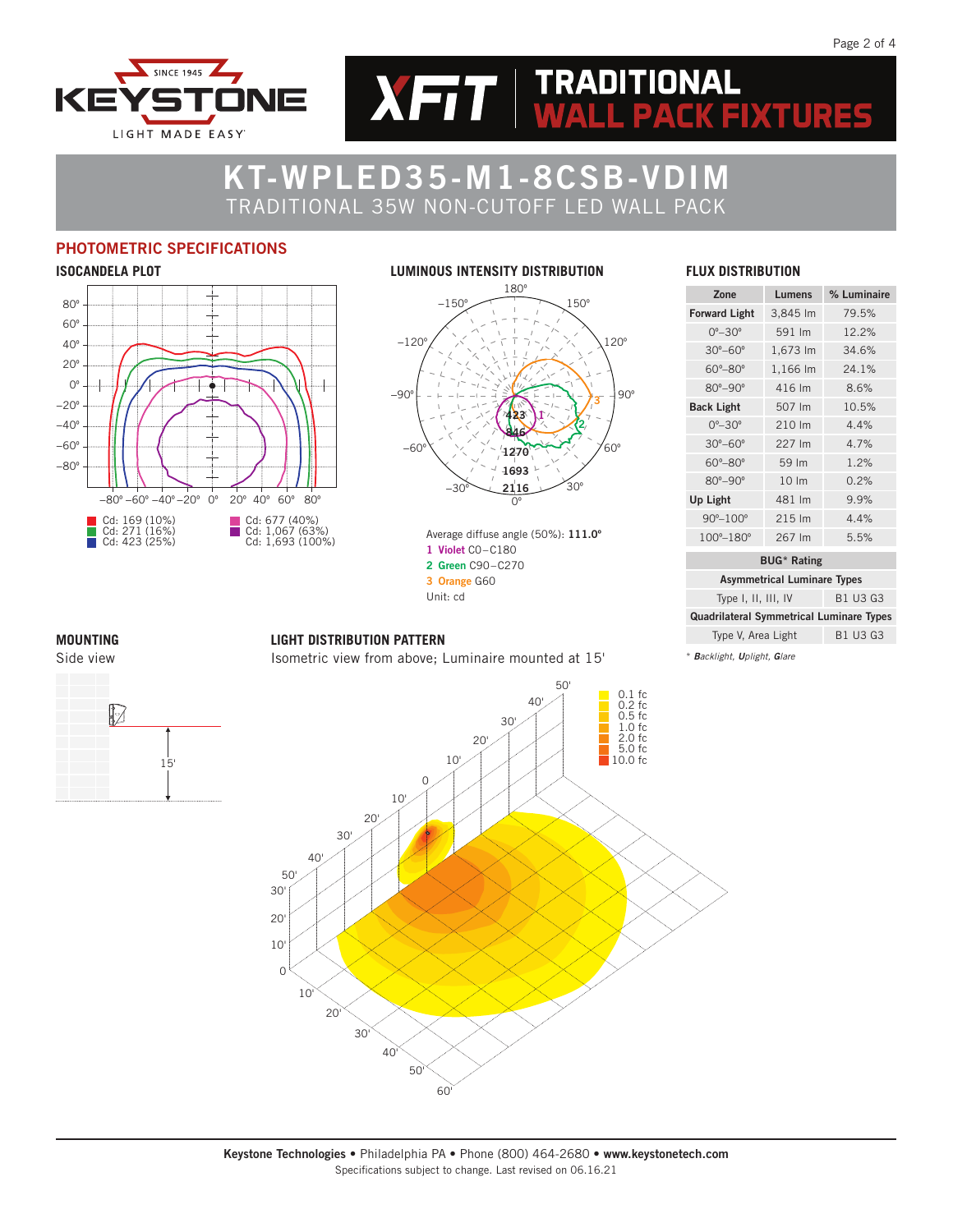# KT-WPLED35-M1-8CSB-VDIM

TRADITIONAL 35W NON-CUTOFF LED WALL PACK

## PHOTOMETRIC SPECIFICATIONS

### ISOCANDELA PLOT

- Cd: 169 (10%)
- Cd: 271 (16%)
- Cd: 423 (25%)
- Cd: 677 (40%)
- Cd: 1,067 (63%)
- Cd: 1,693 (100%)

### LUMINOUS INTENSITY DISTRIBUTION

Average diffuse angle (50%): **111.0°**

1 Violet C0–C180
2 Green C90–C270
3 Orange G60
Unit: cd

### FLUX DISTRIBUTION

| Zone | Lumens | % Luminaire |
|---|---|---|
| **Forward Light** | 3,845 lm | 79.5% |
| 0°–30° | 591 lm | 12.2% |
| 30°–60° | 1,673 lm | 34.6% |
| 60°–80° | 1,166 lm | 24.1% |
| 80°–90° | 416 lm | 8.6% |
| **Back Light** | 507 lm | 10.5% |
| 0°–30° | 210 lm | 4.4% |
| 30°–60° | 227 lm | 4.7% |
| 60°–80° | 59 lm | 1.2% |
| 80°–90° | 10 lm | 0.2% |
| **Up Light** | 481 lm | 9.9% |
| 90°–100° | 215 lm | 4.4% |
| 100°–180° | 267 lm | 5.5% |

| BUG* Rating | |
|---|---|
| **Asymmetrical Luminare Types** | |
| Type I, II, III, IV | B1 U3 G3 |
| **Quadrilateral Symmetrical Luminare Types** | |
| Type V, Area Light | B1 U3 G3 |

* ***B**acklight, **U**plight, **G**lare*

### MOUNTING

Side view

15'

### LIGHT DISTRIBUTION PATTERN

Isometric view from above; Luminaire mounted at 15'

0.1 fc, 0.2 fc, 0.5 fc, 1.0 fc, 2.0 fc, 5.0 fc, 10.0 fc

**Keystone Technologies** • Philadelphia PA • Phone (800) 464-2680 • **www.keystonetech.com**
Specifications subject to change. Last revised on 06.16.21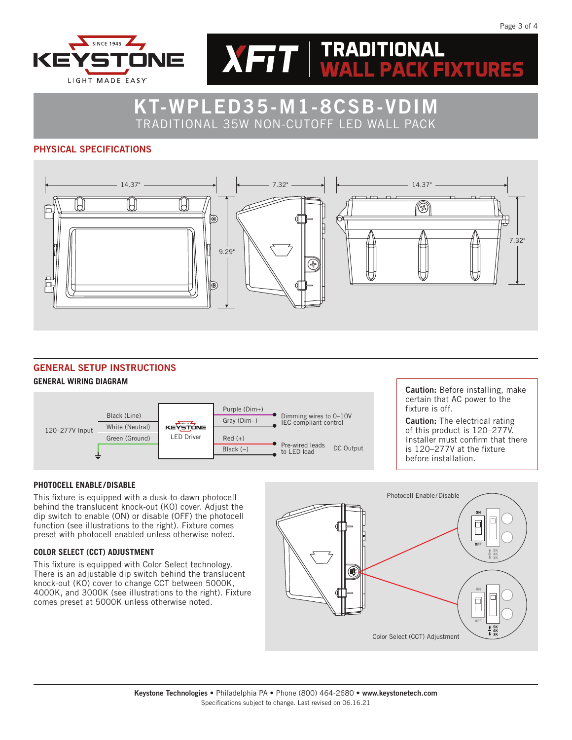# KT-WPLED35-M1-8CSB-VDIM

TRADITIONAL 35W NON-CUTOFF LED WALL PACK

## PHYSICAL SPECIFICATIONS

14.37" | 7.32" | 14.37" | 9.29" | 7.32"

## GENERAL SETUP INSTRUCTIONS

### GENERAL WIRING DIAGRAM

120–277V Input: Black (Line), White (Neutral), Green (Ground) → KEYSTONE LED Driver

Purple (Dim+), Gray (Dim–): Dimming wires to 0–10V IEC-compliant control

Red (+), Black (–): Pre-wired leads to LED load — DC Output

**Caution:** Before installing, make certain that AC power to the fixture is off.

**Caution:** The electrical rating of this product is 120–277V. Installer must confirm that there is 120–277V at the fixture before installation.

### PHOTOCELL ENABLE/DISABLE

This fixture is equipped with a dusk-to-dawn photocell behind the translucent knock-out (KO) cover. Adjust the dip switch to enable (ON) or disable (OFF) the photocell function (see illustrations to the right). Fixture comes preset with photocell enabled unless otherwise noted.

### COLOR SELECT (CCT) ADJUSTMENT

This fixture is equipped with Color Select technology. There is an adjustable dip switch behind the translucent knock-out (KO) cover to change CCT between 5000K, 4000K, and 3000K (see illustrations to the right). Fixture comes preset at 5000K unless otherwise noted.

Photocell Enable/Disable (ON / OFF)

Color Select (CCT) Adjustment (5K / 4K / 3K)

**Keystone Technologies** • Philadelphia PA • Phone (800) 464-2680 • **www.keystonetech.com**

Specifications subject to change. Last revised on 06.16.21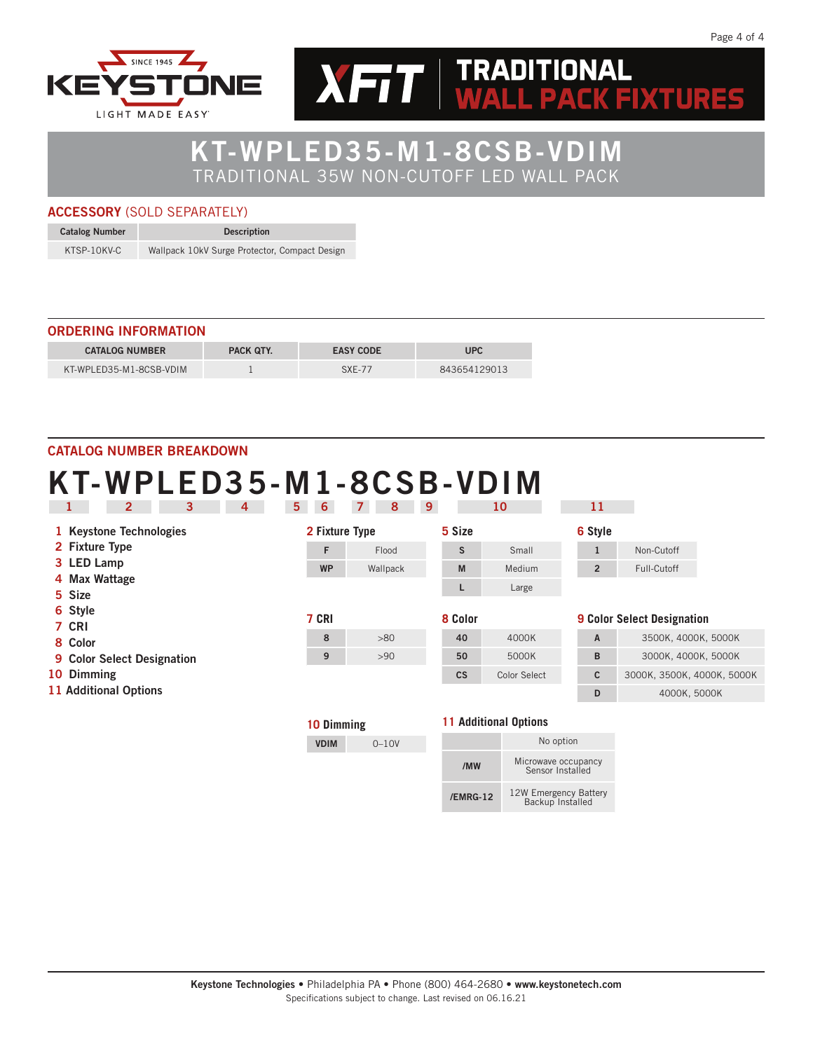KEYSTONE
SINCE 1945
LIGHT MADE EASY

XFIT | TRADITIONAL WALL PACK FIXTURES

# KT-WPLED35-M1-8CSB-VDIM

TRADITIONAL 35W NON-CUTOFF LED WALL PACK

## ACCESSORY (SOLD SEPARATELY)

| Catalog Number | Description |
|---|---|
| KTSP-10KV-C | Wallpack 10kV Surge Protector, Compact Design |

## ORDERING INFORMATION

| CATALOG NUMBER | PACK QTY. | EASY CODE | UPC |
|---|---|---|---|
| KT-WPLED35-M1-8CSB-VDIM | 1 | SXE-77 | 843654129013 |

## CATALOG NUMBER BREAKDOWN

**KT-WPLED35-M1-8CSB-VDIM**

1 (KT) · 2 (WP) · 3 (LED) · 4 (35) · 5 (M) · 6 (1) · 7 (8) · 8 (CS) · 9 (B) · 10 (VDIM) · 11

1. Keystone Technologies
2. Fixture Type
3. LED Lamp
4. Max Wattage
5. Size
6. Style
7. CRI
8. Color
9. Color Select Designation
10. Dimming
11. Additional Options

### 2 Fixture Type

| | |
|---|---|
| F | Flood |
| WP | Wallpack |

### 5 Size

| | |
|---|---|
| S | Small |
| M | Medium |
| L | Large |

### 6 Style

| | |
|---|---|
| 1 | Non-Cutoff |
| 2 | Full-Cutoff |

### 7 CRI

| | |
|---|---|
| 8 | >80 |
| 9 | >90 |

### 8 Color

| | |
|---|---|
| 40 | 4000K |
| 50 | 5000K |
| CS | Color Select |

### 9 Color Select Designation

| | |
|---|---|
| A | 3500K, 4000K, 5000K |
| B | 3000K, 4000K, 5000K |
| C | 3000K, 3500K, 4000K, 5000K |
| D | 4000K, 5000K |

### 10 Dimming

| | |
|---|---|
| VDIM | 0–10V |

### 11 Additional Options

| | |
|---|---|
| | No option |
| /MW | Microwave occupancy Sensor Installed |
| /EMRG-12 | 12W Emergency Battery Backup Installed |

**Keystone Technologies** • Philadelphia PA • Phone (800) 464-2680 • **www.keystonetech.com**
Specifications subject to change. Last revised on 06.16.21